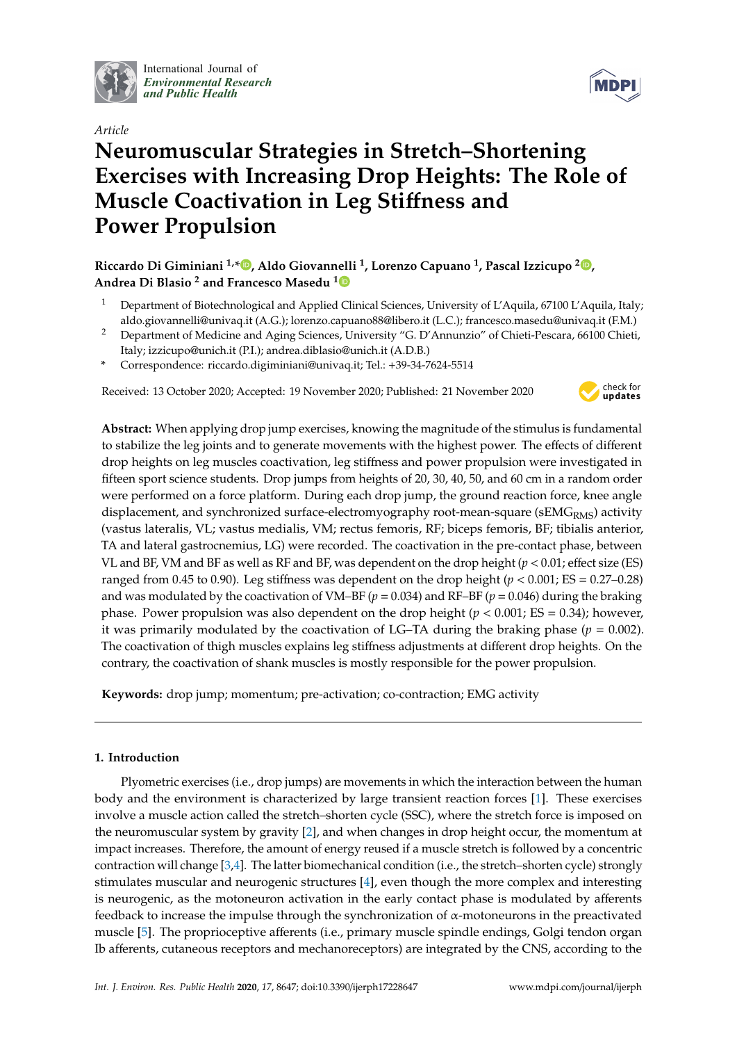International Journal of *Environmental Research and Public Health*

*Article*

# Neuromuscular Strategies in Stretch–Shortening Exercises with Increasing Drop Heights: The Role of Muscle Coactivation in Leg Stiffness and Power Propulsion

**Riccardo Di Giminiani [1,*], Aldo Giovannelli [1], Lorenzo Capuano [1], Pascal Izzicupo [2], Andrea Di Blasio [2] and Francesco Masedu [1]**

[1] Department of Biotechnological and Applied Clinical Sciences, University of L'Aquila, 67100 L'Aquila, Italy; aldo.giovannelli@univaq.it (A.G.); lorenzo.capuano88@libero.it (L.C.); francesco.masedu@univaq.it (F.M.)

[2] Department of Medicine and Aging Sciences, University "G. D'Annunzio" of Chieti-Pescara, 66100 Chieti, Italy; izzicupo@unich.it (P.I.); andrea.diblasio@unich.it (A.D.B.)

[*] Correspondence: riccardo.digiminiani@univaq.it; Tel.: +39-34-7624-5514

Received: 13 October 2020; Accepted: 19 November 2020; Published: 21 November 2020

**Abstract:** When applying drop jump exercises, knowing the magnitude of the stimulus is fundamental to stabilize the leg joints and to generate movements with the highest power. The effects of different drop heights on leg muscles coactivation, leg stiffness and power propulsion were investigated in fifteen sport science students. Drop jumps from heights of 20, 30, 40, 50, and 60 cm in a random order were performed on a force platform. During each drop jump, the ground reaction force, knee angle displacement, and synchronized surface-electromyography root-mean-square ($sEMG_{RMS}$) activity (vastus lateralis, VL; vastus medialis, VM; rectus femoris, RF; biceps femoris, BF; tibialis anterior, TA and lateral gastrocnemius, LG) were recorded. The coactivation in the pre-contact phase, between VL and BF, VM and BF as well as RF and BF, was dependent on the drop height ($p < 0.01$; effect size (ES) ranged from 0.45 to 0.90). Leg stiffness was dependent on the drop height ($p < 0.001$; ES = 0.27–0.28) and was modulated by the coactivation of VM–BF ($p = 0.034$) and RF–BF ($p = 0.046$) during the braking phase. Power propulsion was also dependent on the drop height ($p < 0.001$; ES = 0.34); however, it was primarily modulated by the coactivation of LG–TA during the braking phase ($p = 0.002$). The coactivation of thigh muscles explains leg stiffness adjustments at different drop heights. On the contrary, the coactivation of shank muscles is mostly responsible for the power propulsion.

**Keywords:** drop jump; momentum; pre-activation; co-contraction; EMG activity

## 1. Introduction

Plyometric exercises (i.e., drop jumps) are movements in which the interaction between the human body and the environment is characterized by large transient reaction forces [1]. These exercises involve a muscle action called the stretch–shorten cycle (SSC), where the stretch force is imposed on the neuromuscular system by gravity [2], and when changes in drop height occur, the momentum at impact increases. Therefore, the amount of energy reused if a muscle stretch is followed by a concentric contraction will change [3,4]. The latter biomechanical condition (i.e., the stretch–shorten cycle) strongly stimulates muscular and neurogenic structures [4], even though the more complex and interesting is neurogenic, as the motoneuron activation in the early contact phase is modulated by afferents feedback to increase the impulse through the synchronization of α-motoneurons in the preactivated muscle [5]. The proprioceptive afferents (i.e., primary muscle spindle endings, Golgi tendon organ Ib afferents, cutaneous receptors and mechanoreceptors) are integrated by the CNS, according to the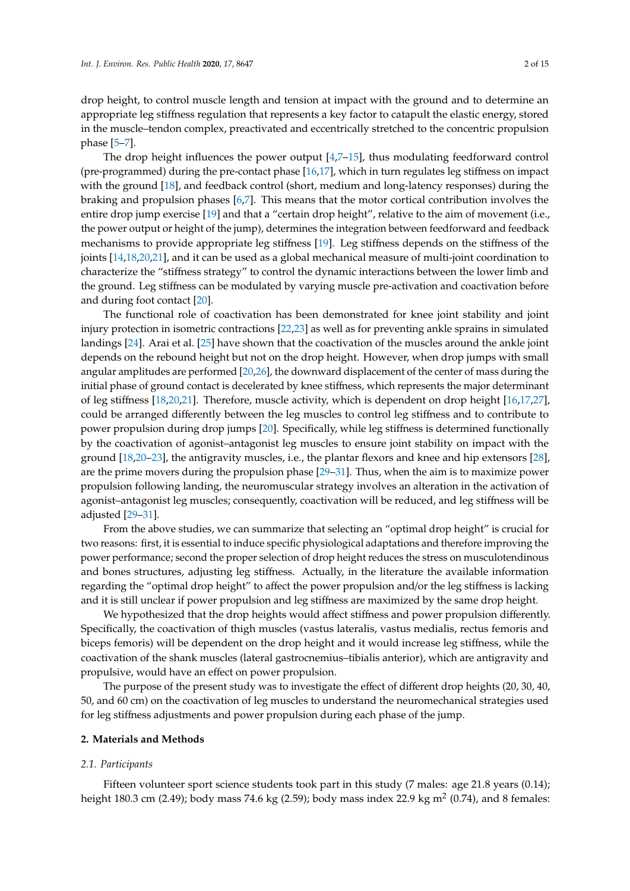drop height, to control muscle length and tension at impact with the ground and to determine an appropriate leg stiffness regulation that represents a key factor to catapult the elastic energy, stored in the muscle–tendon complex, preactivated and eccentrically stretched to the concentric propulsion phase [5–7].

The drop height influences the power output [4,7–15], thus modulating feedforward control (pre-programmed) during the pre-contact phase [16,17], which in turn regulates leg stiffness on impact with the ground [18], and feedback control (short, medium and long-latency responses) during the braking and propulsion phases [6,7]. This means that the motor cortical contribution involves the entire drop jump exercise [19] and that a "certain drop height", relative to the aim of movement (i.e., the power output or height of the jump), determines the integration between feedforward and feedback mechanisms to provide appropriate leg stiffness [19]. Leg stiffness depends on the stiffness of the joints [14,18,20,21], and it can be used as a global mechanical measure of multi-joint coordination to characterize the "stiffness strategy" to control the dynamic interactions between the lower limb and the ground. Leg stiffness can be modulated by varying muscle pre-activation and coactivation before and during foot contact [20].

The functional role of coactivation has been demonstrated for knee joint stability and joint injury protection in isometric contractions [22,23] as well as for preventing ankle sprains in simulated landings [24]. Arai et al. [25] have shown that the coactivation of the muscles around the ankle joint depends on the rebound height but not on the drop height. However, when drop jumps with small angular amplitudes are performed [20,26], the downward displacement of the center of mass during the initial phase of ground contact is decelerated by knee stiffness, which represents the major determinant of leg stiffness [18,20,21]. Therefore, muscle activity, which is dependent on drop height [16,17,27], could be arranged differently between the leg muscles to control leg stiffness and to contribute to power propulsion during drop jumps [20]. Specifically, while leg stiffness is determined functionally by the coactivation of agonist–antagonist leg muscles to ensure joint stability on impact with the ground [18,20–23], the antigravity muscles, i.e., the plantar flexors and knee and hip extensors [28], are the prime movers during the propulsion phase [29–31]. Thus, when the aim is to maximize power propulsion following landing, the neuromuscular strategy involves an alteration in the activation of agonist–antagonist leg muscles; consequently, coactivation will be reduced, and leg stiffness will be adjusted [29–31].

From the above studies, we can summarize that selecting an "optimal drop height" is crucial for two reasons: first, it is essential to induce specific physiological adaptations and therefore improving the power performance; second the proper selection of drop height reduces the stress on musculotendinous and bones structures, adjusting leg stiffness. Actually, in the literature the available information regarding the "optimal drop height" to affect the power propulsion and/or the leg stiffness is lacking and it is still unclear if power propulsion and leg stiffness are maximized by the same drop height.

We hypothesized that the drop heights would affect stiffness and power propulsion differently. Specifically, the coactivation of thigh muscles (vastus lateralis, vastus medialis, rectus femoris and biceps femoris) will be dependent on the drop height and it would increase leg stiffness, while the coactivation of the shank muscles (lateral gastrocnemius–tibialis anterior), which are antigravity and propulsive, would have an effect on power propulsion.

The purpose of the present study was to investigate the effect of different drop heights (20, 30, 40, 50, and 60 cm) on the coactivation of leg muscles to understand the neuromechanical strategies used for leg stiffness adjustments and power propulsion during each phase of the jump.

## 2. Materials and Methods

### 2.1. Participants

Fifteen volunteer sport science students took part in this study (7 males: age 21.8 years (0.14); height 180.3 cm (2.49); body mass 74.6 kg (2.59); body mass index 22.9 kg $m^2$ (0.74), and 8 females: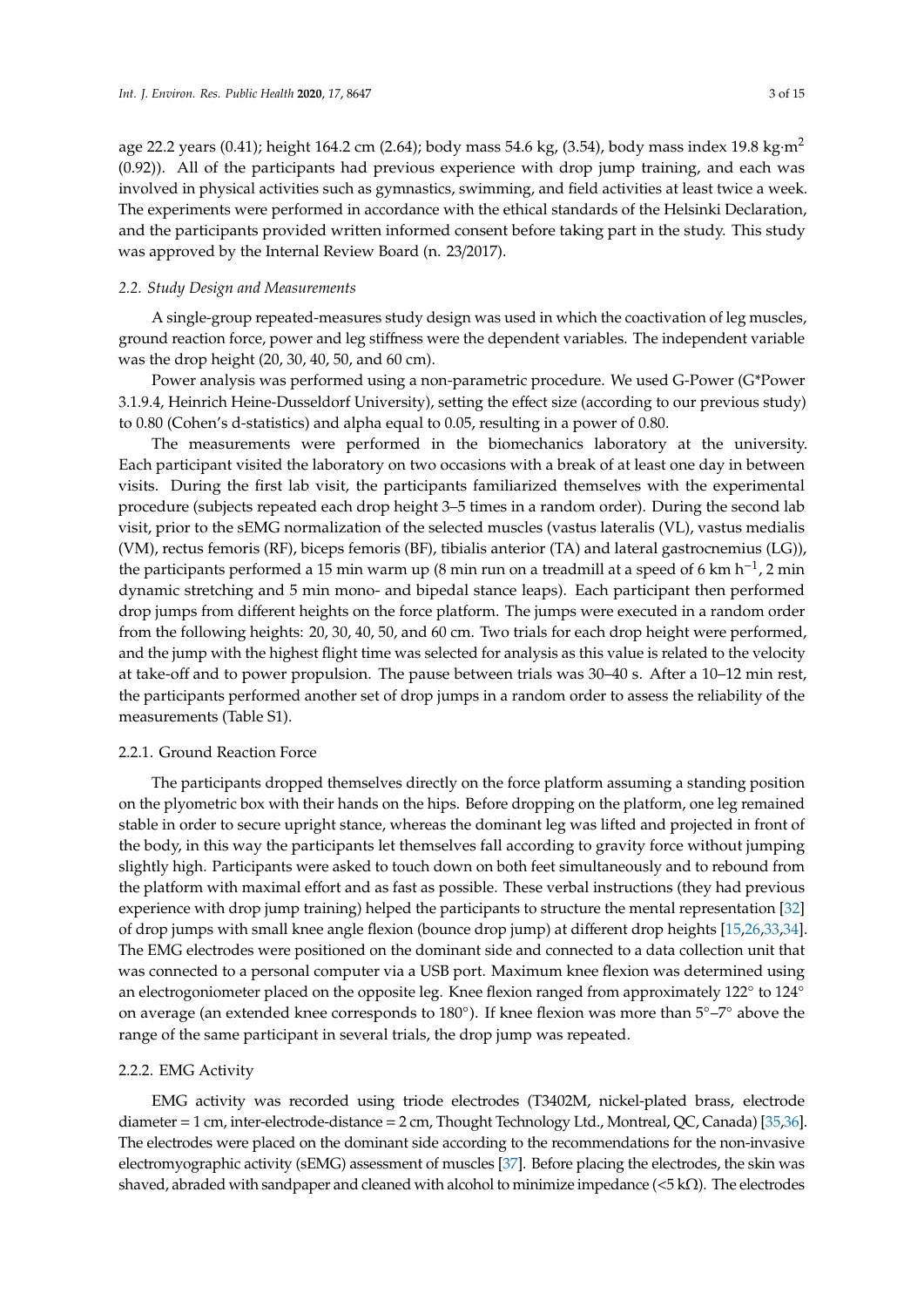age 22.2 years (0.41); height 164.2 cm (2.64); body mass 54.6 kg, (3.54), body mass index 19.8 kg·m$^2$ (0.92)). All of the participants had previous experience with drop jump training, and each was involved in physical activities such as gymnastics, swimming, and field activities at least twice a week. The experiments were performed in accordance with the ethical standards of the Helsinki Declaration, and the participants provided written informed consent before taking part in the study. This study was approved by the Internal Review Board (n. 23/2017).

### *2.2. Study Design and Measurements*

A single-group repeated-measures study design was used in which the coactivation of leg muscles, ground reaction force, power and leg stiffness were the dependent variables. The independent variable was the drop height (20, 30, 40, 50, and 60 cm).

Power analysis was performed using a non-parametric procedure. We used G-Power (G*Power 3.1.9.4, Heinrich Heine-Dusseldorf University), setting the effect size (according to our previous study) to 0.80 (Cohen's d-statistics) and alpha equal to 0.05, resulting in a power of 0.80.

The measurements were performed in the biomechanics laboratory at the university. Each participant visited the laboratory on two occasions with a break of at least one day in between visits. During the first lab visit, the participants familiarized themselves with the experimental procedure (subjects repeated each drop height 3–5 times in a random order). During the second lab visit, prior to the sEMG normalization of the selected muscles (vastus lateralis (VL), vastus medialis (VM), rectus femoris (RF), biceps femoris (BF), tibialis anterior (TA) and lateral gastrocnemius (LG)), the participants performed a 15 min warm up (8 min run on a treadmill at a speed of 6 km h$^{-1}$, 2 min dynamic stretching and 5 min mono- and bipedal stance leaps). Each participant then performed drop jumps from different heights on the force platform. The jumps were executed in a random order from the following heights: 20, 30, 40, 50, and 60 cm. Two trials for each drop height were performed, and the jump with the highest flight time was selected for analysis as this value is related to the velocity at take-off and to power propulsion. The pause between trials was 30–40 s. After a 10–12 min rest, the participants performed another set of drop jumps in a random order to assess the reliability of the measurements (Table S1).

#### 2.2.1. Ground Reaction Force

The participants dropped themselves directly on the force platform assuming a standing position on the plyometric box with their hands on the hips. Before dropping on the platform, one leg remained stable in order to secure upright stance, whereas the dominant leg was lifted and projected in front of the body, in this way the participants let themselves fall according to gravity force without jumping slightly high. Participants were asked to touch down on both feet simultaneously and to rebound from the platform with maximal effort and as fast as possible. These verbal instructions (they had previous experience with drop jump training) helped the participants to structure the mental representation [32] of drop jumps with small knee angle flexion (bounce drop jump) at different drop heights [15,26,33,34]. The EMG electrodes were positioned on the dominant side and connected to a data collection unit that was connected to a personal computer via a USB port. Maximum knee flexion was determined using an electrogoniometer placed on the opposite leg. Knee flexion ranged from approximately 122° to 124° on average (an extended knee corresponds to 180°). If knee flexion was more than 5°–7° above the range of the same participant in several trials, the drop jump was repeated.

#### 2.2.2. EMG Activity

EMG activity was recorded using triode electrodes (T3402M, nickel-plated brass, electrode diameter = 1 cm, inter-electrode-distance = 2 cm, Thought Technology Ltd., Montreal, QC, Canada) [35,36]. The electrodes were placed on the dominant side according to the recommendations for the non-invasive electromyographic activity (sEMG) assessment of muscles [37]. Before placing the electrodes, the skin was shaved, abraded with sandpaper and cleaned with alcohol to minimize impedance (<5 kΩ). The electrodes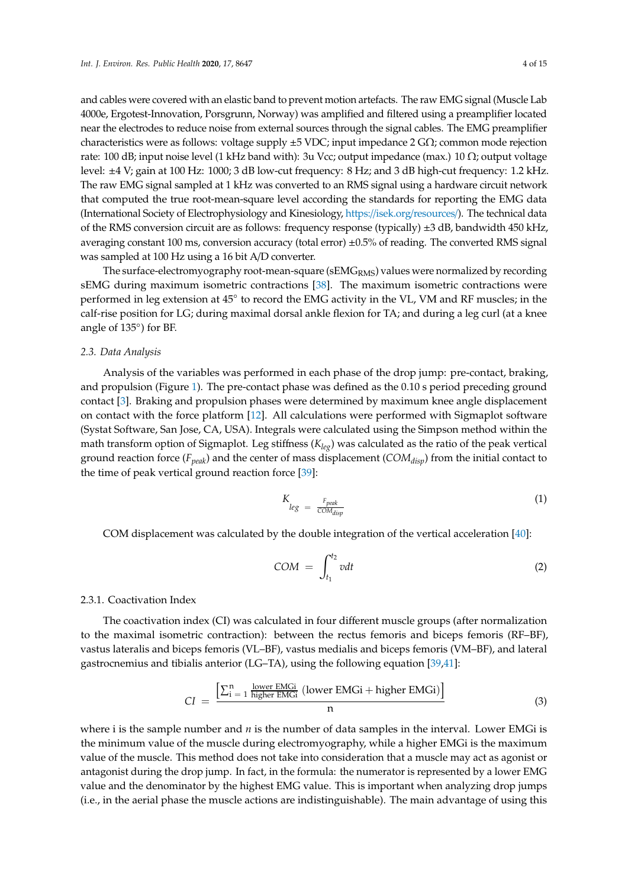and cables were covered with an elastic band to prevent motion artefacts. The raw EMG signal (Muscle Lab 4000e, Ergotest-Innovation, Porsgrunn, Norway) was amplified and filtered using a preamplifier located near the electrodes to reduce noise from external sources through the signal cables. The EMG preamplifier characteristics were as follows: voltage supply ±5 VDC; input impedance 2 GΩ; common mode rejection rate: 100 dB; input noise level (1 kHz band with): 3u Vcc; output impedance (max.) 10 Ω; output voltage level: ±4 V; gain at 100 Hz: 1000; 3 dB low-cut frequency: 8 Hz; and 3 dB high-cut frequency: 1.2 kHz. The raw EMG signal sampled at 1 kHz was converted to an RMS signal using a hardware circuit network that computed the true root-mean-square level according the standards for reporting the EMG data (International Society of Electrophysiology and Kinesiology, https://isek.org/resources/). The technical data of the RMS conversion circuit are as follows: frequency response (typically) ±3 dB, bandwidth 450 kHz, averaging constant 100 ms, conversion accuracy (total error) ±0.5% of reading. The converted RMS signal was sampled at 100 Hz using a 16 bit A/D converter.

The surface-electromyography root-mean-square ($sEMG_{RMS}$) values were normalized by recording sEMG during maximum isometric contractions [38]. The maximum isometric contractions were performed in leg extension at 45° to record the EMG activity in the VL, VM and RF muscles; in the calf-rise position for LG; during maximal dorsal ankle flexion for TA; and during a leg curl (at a knee angle of 135°) for BF.

### 2.3. Data Analysis

Analysis of the variables was performed in each phase of the drop jump: pre-contact, braking, and propulsion (Figure 1). The pre-contact phase was defined as the 0.10 s period preceding ground contact [3]. Braking and propulsion phases were determined by maximum knee angle displacement on contact with the force platform [12]. All calculations were performed with Sigmaplot software (Systat Software, San Jose, CA, USA). Integrals were calculated using the Simpson method within the math transform option of Sigmaplot. Leg stiffness ($K_{leg}$) was calculated as the ratio of the peak vertical ground reaction force ($F_{peak}$) and the center of mass displacement ($COM_{disp}$) from the initial contact to the time of peak vertical ground reaction force [39]:

$$K_{leg} = \frac{F_{peak}}{COM_{disp}} \tag{1}$$

COM displacement was calculated by the double integration of the vertical acceleration [40]:

$$COM = \int_{t_1}^{t_2} v dt \tag{2}$$

#### 2.3.1. Coactivation Index

The coactivation index (CI) was calculated in four different muscle groups (after normalization to the maximal isometric contraction): between the rectus femoris and biceps femoris (RF–BF), vastus lateralis and biceps femoris (VL–BF), vastus medialis and biceps femoris (VM–BF), and lateral gastrocnemius and tibialis anterior (LG–TA), using the following equation [39,41]:

$$CI = \frac{\left[\sum_{i=1}^{n} \frac{\text{lower EMGi}}{\text{higher EMGi}} \left(\text{lower EMGi} + \text{higher EMGi}\right)\right]}{n} \tag{3}$$

where i is the sample number and $n$ is the number of data samples in the interval. Lower EMGi is the minimum value of the muscle during electromyography, while a higher EMGi is the maximum value of the muscle. This method does not take into consideration that a muscle may act as agonist or antagonist during the drop jump. In fact, in the formula: the numerator is represented by a lower EMG value and the denominator by the highest EMG value. This is important when analyzing drop jumps (i.e., in the aerial phase the muscle actions are indistinguishable). The main advantage of using this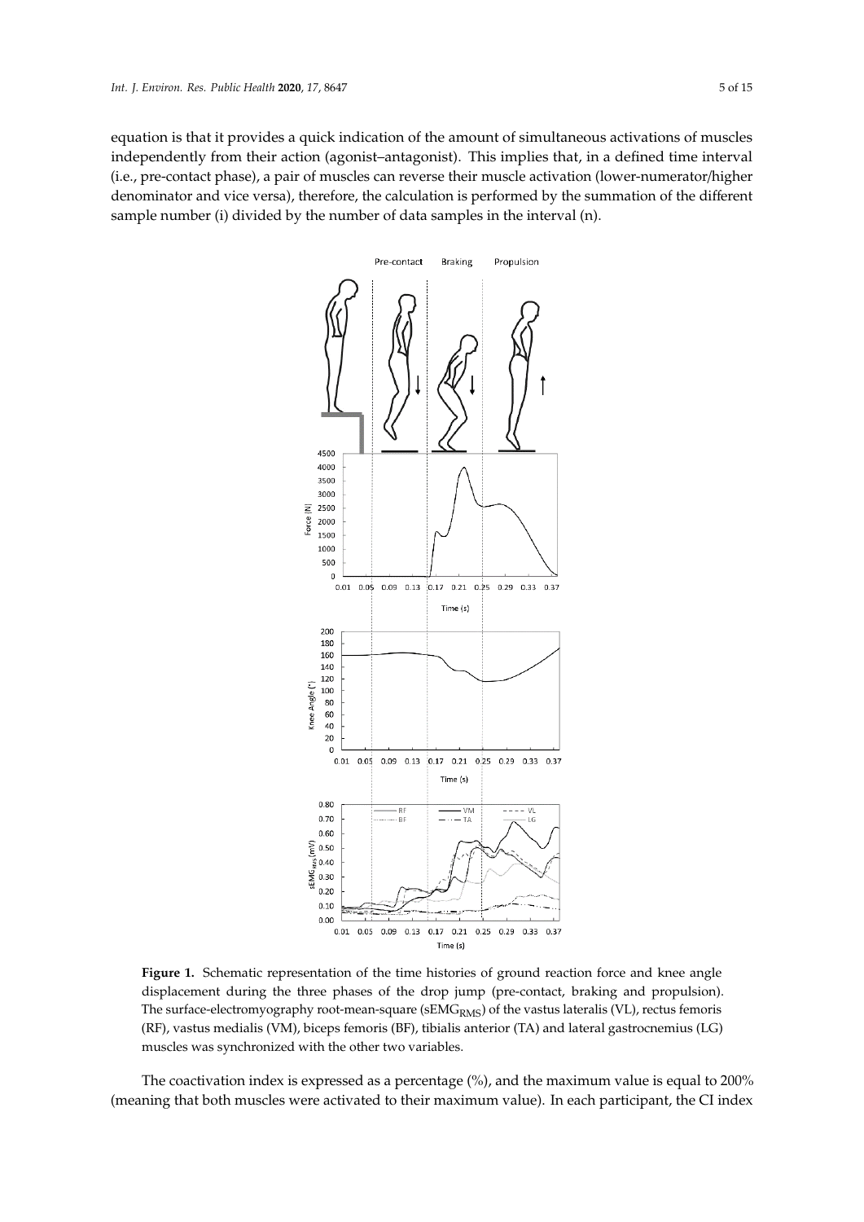equation is that it provides a quick indication of the amount of simultaneous activations of muscles independently from their action (agonist–antagonist). This implies that, in a defined time interval (i.e., pre-contact phase), a pair of muscles can reverse their muscle activation (lower-numerator/higher denominator and vice versa), therefore, the calculation is performed by the summation of the different sample number (i) divided by the number of data samples in the interval (n).

**Figure 1.** Schematic representation of the time histories of ground reaction force and knee angle displacement during the three phases of the drop jump (pre-contact, braking and propulsion). The surface-electromyography root-mean-square ($sEMG_{RMS}$) of the vastus lateralis (VL), rectus femoris (RF), vastus medialis (VM), biceps femoris (BF), tibialis anterior (TA) and lateral gastrocnemius (LG) muscles was synchronized with the other two variables.

The coactivation index is expressed as a percentage (%), and the maximum value is equal to 200% (meaning that both muscles were activated to their maximum value). In each participant, the CI index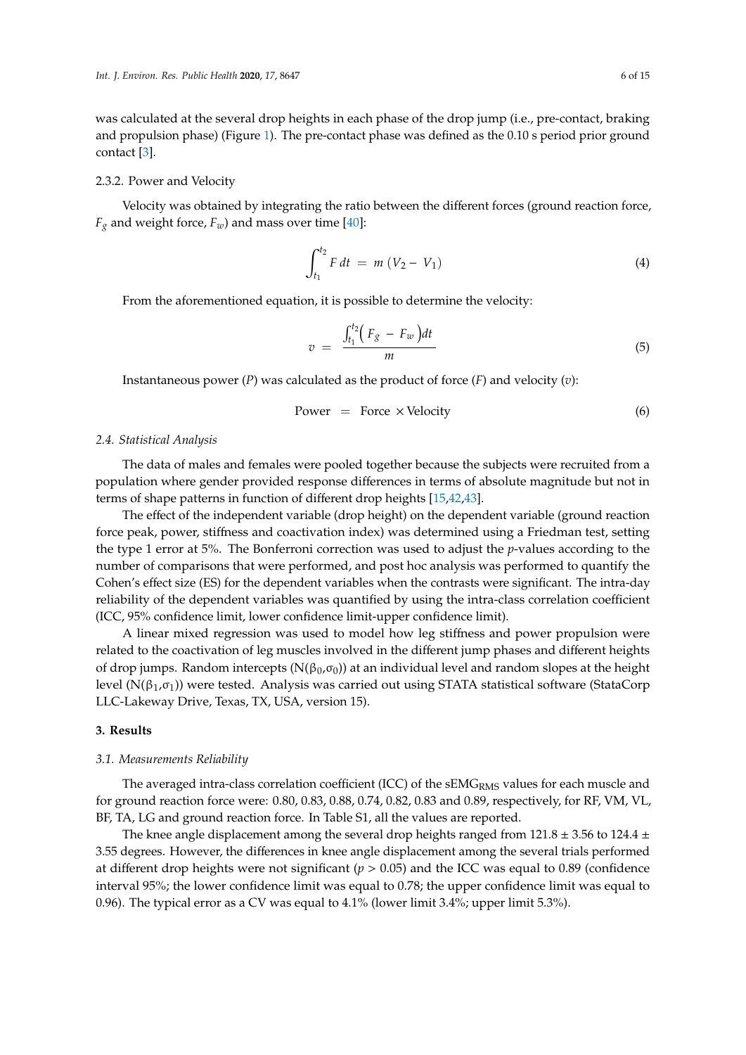was calculated at the several drop heights in each phase of the drop jump (i.e., pre-contact, braking and propulsion phase) (Figure 1). The pre-contact phase was defined as the 0.10 s period prior ground contact [3].

#### 2.3.2. Power and Velocity

Velocity was obtained by integrating the ratio between the different forces (ground reaction force, $F_g$ and weight force, $F_w$) and mass over time [40]:

$$\int_{t_1}^{t_2} F\,dt = m\,(V_2 - V_1) \tag{4}$$

From the aforementioned equation, it is possible to determine the velocity:

$$v = \frac{\int_{t_1}^{t_2}\left(F_g - F_w\right)dt}{m} \tag{5}$$

Instantaneous power ($P$) was calculated as the product of force ($F$) and velocity ($v$):

$$\text{Power} = \text{Force} \times \text{Velocity} \tag{6}$$

### 2.4. Statistical Analysis

The data of males and females were pooled together because the subjects were recruited from a population where gender provided response differences in terms of absolute magnitude but not in terms of shape patterns in function of different drop heights [15,42,43].

The effect of the independent variable (drop height) on the dependent variable (ground reaction force peak, power, stiffness and coactivation index) was determined using a Friedman test, setting the type 1 error at 5%. The Bonferroni correction was used to adjust the *p*-values according to the number of comparisons that were performed, and post hoc analysis was performed to quantify the Cohen's effect size (ES) for the dependent variables when the contrasts were significant. The intra-day reliability of the dependent variables was quantified by using the intra-class correlation coefficient (ICC, 95% confidence limit, lower confidence limit-upper confidence limit).

A linear mixed regression was used to model how leg stiffness and power propulsion were related to the coactivation of leg muscles involved in the different jump phases and different heights of drop jumps. Random intercepts ($N(\beta_0,\sigma_0)$) at an individual level and random slopes at the height level ($N(\beta_1,\sigma_1)$) were tested. Analysis was carried out using STATA statistical software (StataCorp LLC-Lakeway Drive, Texas, TX, USA, version 15).

## 3. Results

### 3.1. Measurements Reliability

The averaged intra-class correlation coefficient (ICC) of the $sEMG_{RMS}$ values for each muscle and for ground reaction force were: 0.80, 0.83, 0.88, 0.74, 0.82, 0.83 and 0.89, respectively, for RF, VM, VL, BF, TA, LG and ground reaction force. In Table S1, all the values are reported.

The knee angle displacement among the several drop heights ranged from 121.8 ± 3.56 to 124.4 ± 3.55 degrees. However, the differences in knee angle displacement among the several trials performed at different drop heights were not significant ($p > 0.05$) and the ICC was equal to 0.89 (confidence interval 95%; the lower confidence limit was equal to 0.78; the upper confidence limit was equal to 0.96). The typical error as a CV was equal to 4.1% (lower limit 3.4%; upper limit 5.3%).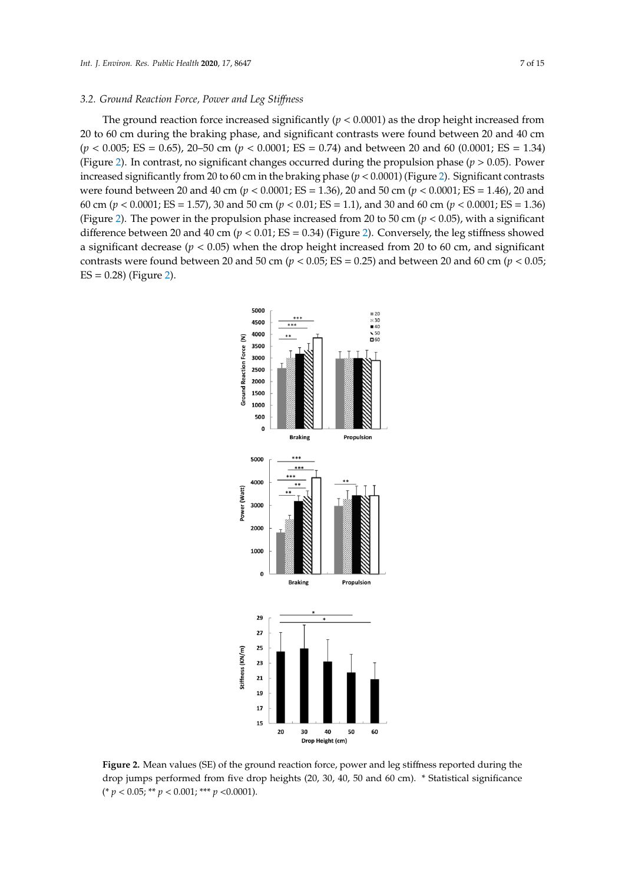### 3.2. Ground Reaction Force, Power and Leg Stiffness

The ground reaction force increased significantly ($p < 0.0001$) as the drop height increased from 20 to 60 cm during the braking phase, and significant contrasts were found between 20 and 40 cm ($p < 0.005$; ES = 0.65), 20–50 cm ($p < 0.0001$; ES = 0.74) and between 20 and 60 (0.0001; ES = 1.34) (Figure 2). In contrast, no significant changes occurred during the propulsion phase ($p > 0.05$). Power increased significantly from 20 to 60 cm in the braking phase ($p < 0.0001$) (Figure 2). Significant contrasts were found between 20 and 40 cm ($p < 0.0001$; ES = 1.36), 20 and 50 cm ($p < 0.0001$; ES = 1.46), 20 and 60 cm ($p < 0.0001$; ES = 1.57), 30 and 50 cm ($p < 0.01$; ES = 1.1), and 30 and 60 cm ($p < 0.0001$; ES = 1.36) (Figure 2). The power in the propulsion phase increased from 20 to 50 cm ($p < 0.05$), with a significant difference between 20 and 40 cm ($p < 0.01$; ES = 0.34) (Figure 2). Conversely, the leg stiffness showed a significant decrease ($p < 0.05$) when the drop height increased from 20 to 60 cm, and significant contrasts were found between 20 and 50 cm ($p < 0.05$; ES = 0.25) and between 20 and 60 cm ($p < 0.05$; ES = 0.28) (Figure 2).

**Figure 2.** Mean values (SE) of the ground reaction force, power and leg stiffness reported during the drop jumps performed from five drop heights (20, 30, 40, 50 and 60 cm). * Statistical significance (* $p < 0.05$; ** $p < 0.001$; *** $p < 0.0001$).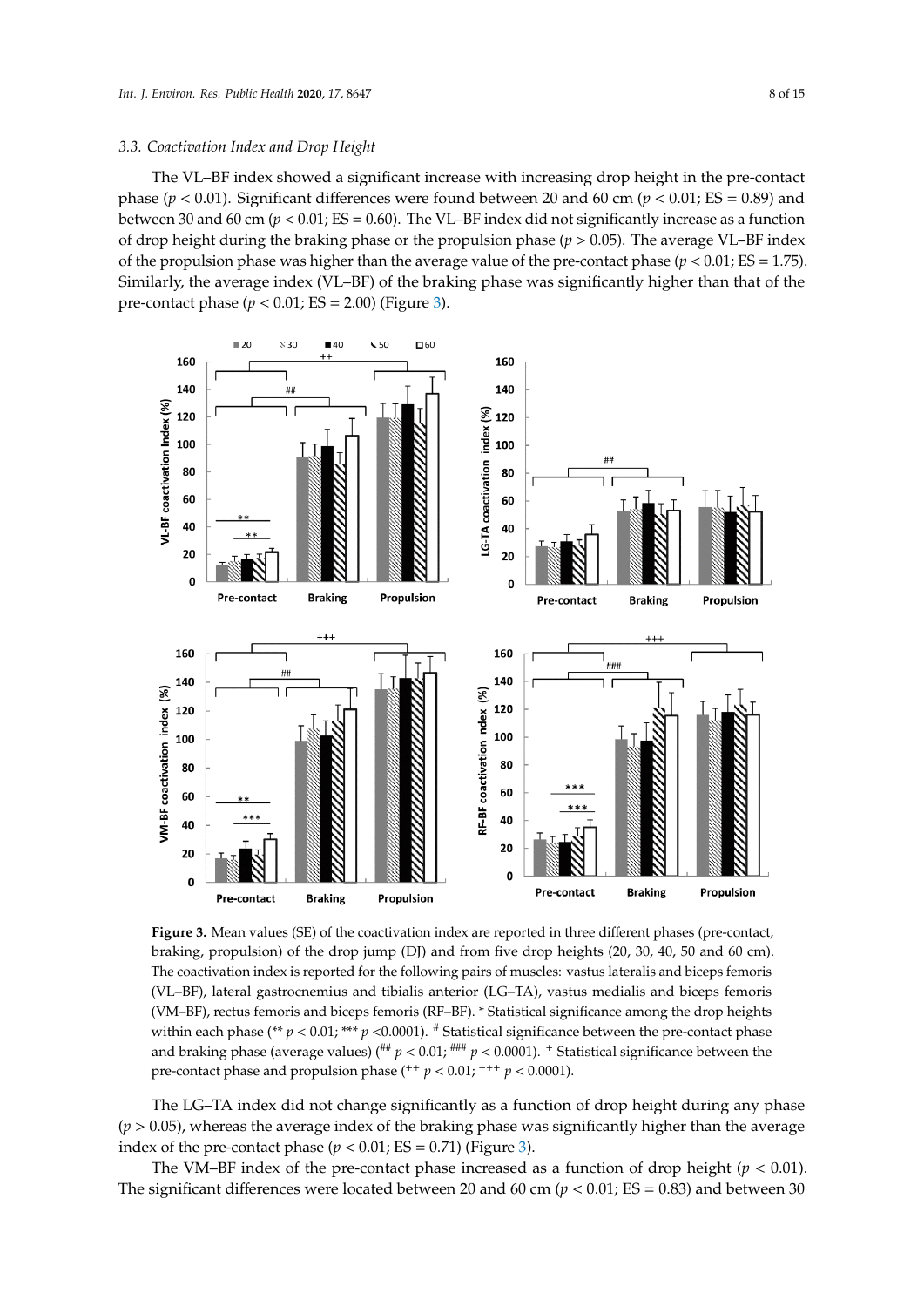### 3.3. Coactivation Index and Drop Height

The VL–BF index showed a significant increase with increasing drop height in the pre-contact phase ($p < 0.01$). Significant differences were found between 20 and 60 cm ($p < 0.01$; ES = 0.89) and between 30 and 60 cm ($p < 0.01$; ES = 0.60). The VL–BF index did not significantly increase as a function of drop height during the braking phase or the propulsion phase ($p > 0.05$). The average VL–BF index of the propulsion phase was higher than the average value of the pre-contact phase ($p < 0.01$; ES = 1.75). Similarly, the average index (VL–BF) of the braking phase was significantly higher than that of the pre-contact phase ($p < 0.01$; ES = 2.00) (Figure 3).

**Figure 3.** Mean values (SE) of the coactivation index are reported in three different phases (pre-contact, braking, propulsion) of the drop jump (DJ) and from five drop heights (20, 30, 40, 50 and 60 cm). The coactivation index is reported for the following pairs of muscles: vastus lateralis and biceps femoris (VL–BF), lateral gastrocnemius and tibialis anterior (LG–TA), vastus medialis and biceps femoris (VM–BF), rectus femoris and biceps femoris (RF–BF). * Statistical significance among the drop heights within each phase (** $p < 0.01$; *** $p < 0.0001$). # Statistical significance between the pre-contact phase and braking phase (average values) (## $p < 0.01$; ### $p < 0.0001$). + Statistical significance between the pre-contact phase and propulsion phase (++ $p < 0.01$; +++ $p < 0.0001$).

The LG–TA index did not change significantly as a function of drop height during any phase ($p > 0.05$), whereas the average index of the braking phase was significantly higher than the average index of the pre-contact phase ($p < 0.01$; ES = 0.71) (Figure 3).

The VM–BF index of the pre-contact phase increased as a function of drop height ($p < 0.01$). The significant differences were located between 20 and 60 cm ($p < 0.01$; ES = 0.83) and between 30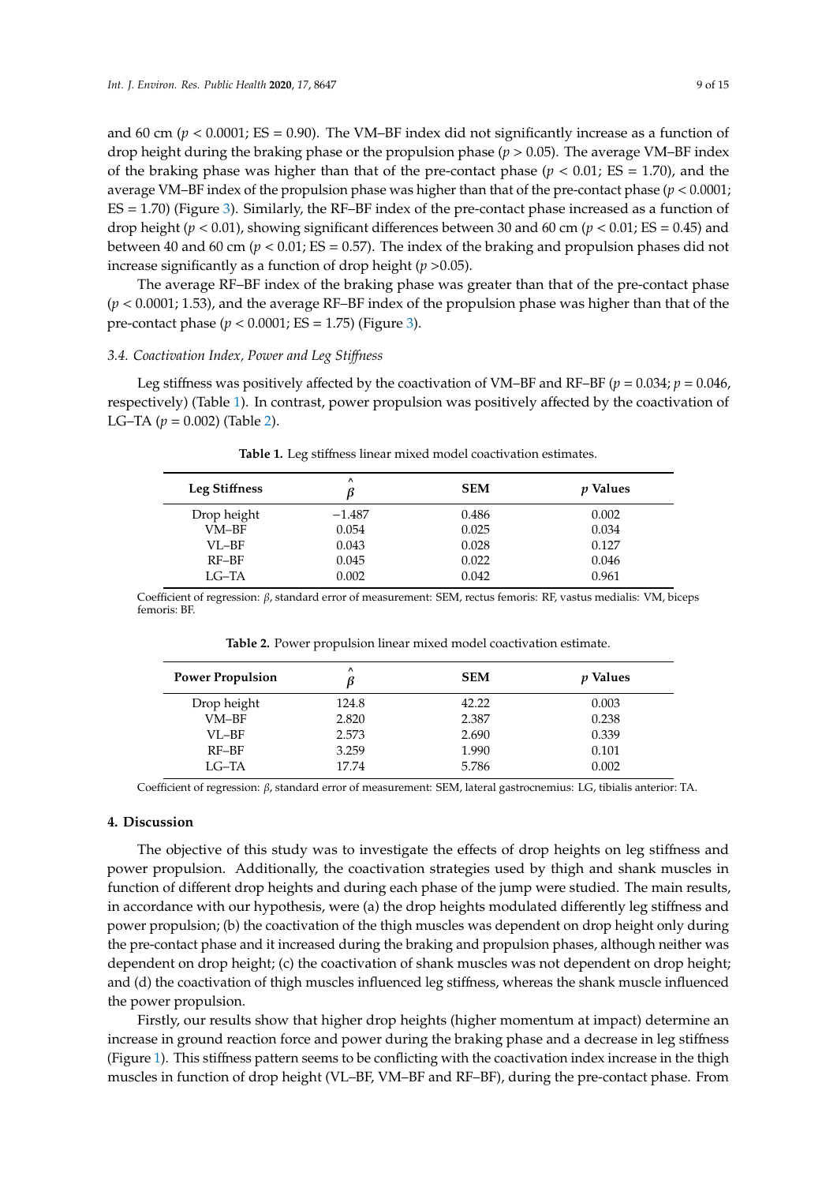and 60 cm ($p < 0.0001$; ES = 0.90). The VM–BF index did not significantly increase as a function of drop height during the braking phase or the propulsion phase ($p > 0.05$). The average VM–BF index of the braking phase was higher than that of the pre-contact phase ($p < 0.01$; ES = 1.70), and the average VM–BF index of the propulsion phase was higher than that of the pre-contact phase ($p < 0.0001$; ES = 1.70) (Figure 3). Similarly, the RF–BF index of the pre-contact phase increased as a function of drop height ($p < 0.01$), showing significant differences between 30 and 60 cm ($p < 0.01$; ES = 0.45) and between 40 and 60 cm ($p < 0.01$; ES = 0.57). The index of the braking and propulsion phases did not increase significantly as a function of drop height ($p > 0.05$).

The average RF–BF index of the braking phase was greater than that of the pre-contact phase ($p < 0.0001$; 1.53), and the average RF–BF index of the propulsion phase was higher than that of the pre-contact phase ($p < 0.0001$; ES = 1.75) (Figure 3).

### 3.4. Coactivation Index, Power and Leg Stiffness

Leg stiffness was positively affected by the coactivation of VM–BF and RF–BF ($p = 0.034$; $p = 0.046$, respectively) (Table 1). In contrast, power propulsion was positively affected by the coactivation of LG–TA ($p = 0.002$) (Table 2).

**Table 1.** Leg stiffness linear mixed model coactivation estimates.

| Leg Stiffness | $\hat{\beta}$ | SEM | *p* Values |
|---|---|---|---|
| Drop height | −1.487 | 0.486 | 0.002 |
| VM–BF | 0.054 | 0.025 | 0.034 |
| VL–BF | 0.043 | 0.028 | 0.127 |
| RF–BF | 0.045 | 0.022 | 0.046 |
| LG–TA | 0.002 | 0.042 | 0.961 |

Coefficient of regression: $\beta$, standard error of measurement: SEM, rectus femoris: RF, vastus medialis: VM, biceps femoris: BF.

**Table 2.** Power propulsion linear mixed model coactivation estimate.

| Power Propulsion | $\hat{\beta}$ | SEM | *p* Values |
|---|---|---|---|
| Drop height | 124.8 | 42.22 | 0.003 |
| VM–BF | 2.820 | 2.387 | 0.238 |
| VL–BF | 2.573 | 2.690 | 0.339 |
| RF–BF | 3.259 | 1.990 | 0.101 |
| LG–TA | 17.74 | 5.786 | 0.002 |

Coefficient of regression: $\beta$, standard error of measurement: SEM, lateral gastrocnemius: LG, tibialis anterior: TA.

## 4. Discussion

The objective of this study was to investigate the effects of drop heights on leg stiffness and power propulsion. Additionally, the coactivation strategies used by thigh and shank muscles in function of different drop heights and during each phase of the jump were studied. The main results, in accordance with our hypothesis, were (a) the drop heights modulated differently leg stiffness and power propulsion; (b) the coactivation of the thigh muscles was dependent on drop height only during the pre-contact phase and it increased during the braking and propulsion phases, although neither was dependent on drop height; (c) the coactivation of shank muscles was not dependent on drop height; and (d) the coactivation of thigh muscles influenced leg stiffness, whereas the shank muscle influenced the power propulsion.

Firstly, our results show that higher drop heights (higher momentum at impact) determine an increase in ground reaction force and power during the braking phase and a decrease in leg stiffness (Figure 1). This stiffness pattern seems to be conflicting with the coactivation index increase in the thigh muscles in function of drop height (VL–BF, VM–BF and RF–BF), during the pre-contact phase. From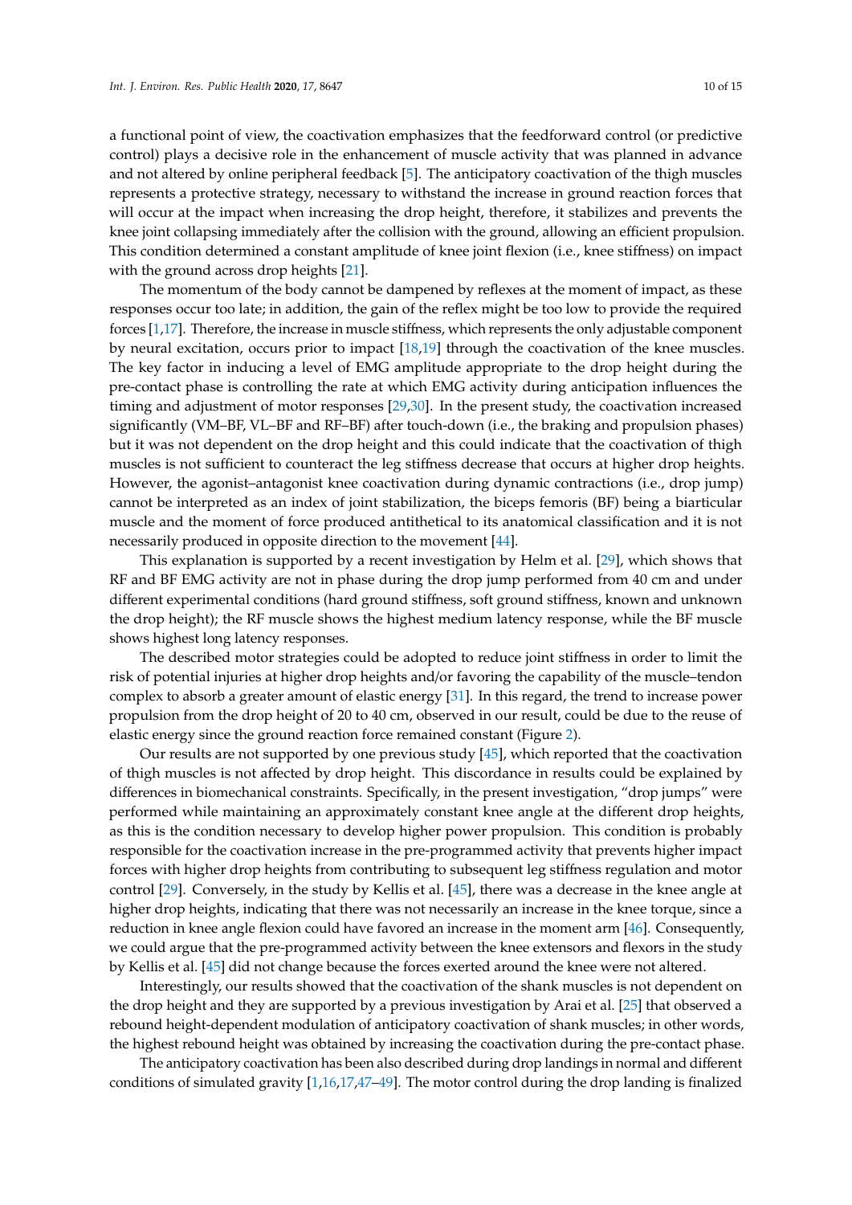a functional point of view, the coactivation emphasizes that the feedforward control (or predictive control) plays a decisive role in the enhancement of muscle activity that was planned in advance and not altered by online peripheral feedback [5]. The anticipatory coactivation of the thigh muscles represents a protective strategy, necessary to withstand the increase in ground reaction forces that will occur at the impact when increasing the drop height, therefore, it stabilizes and prevents the knee joint collapsing immediately after the collision with the ground, allowing an efficient propulsion. This condition determined a constant amplitude of knee joint flexion (i.e., knee stiffness) on impact with the ground across drop heights [21].

The momentum of the body cannot be dampened by reflexes at the moment of impact, as these responses occur too late; in addition, the gain of the reflex might be too low to provide the required forces [1,17]. Therefore, the increase in muscle stiffness, which represents the only adjustable component by neural excitation, occurs prior to impact [18,19] through the coactivation of the knee muscles. The key factor in inducing a level of EMG amplitude appropriate to the drop height during the pre-contact phase is controlling the rate at which EMG activity during anticipation influences the timing and adjustment of motor responses [29,30]. In the present study, the coactivation increased significantly (VM–BF, VL–BF and RF–BF) after touch-down (i.e., the braking and propulsion phases) but it was not dependent on the drop height and this could indicate that the coactivation of thigh muscles is not sufficient to counteract the leg stiffness decrease that occurs at higher drop heights. However, the agonist–antagonist knee coactivation during dynamic contractions (i.e., drop jump) cannot be interpreted as an index of joint stabilization, the biceps femoris (BF) being a biarticular muscle and the moment of force produced antithetical to its anatomical classification and it is not necessarily produced in opposite direction to the movement [44].

This explanation is supported by a recent investigation by Helm et al. [29], which shows that RF and BF EMG activity are not in phase during the drop jump performed from 40 cm and under different experimental conditions (hard ground stiffness, soft ground stiffness, known and unknown the drop height); the RF muscle shows the highest medium latency response, while the BF muscle shows highest long latency responses.

The described motor strategies could be adopted to reduce joint stiffness in order to limit the risk of potential injuries at higher drop heights and/or favoring the capability of the muscle–tendon complex to absorb a greater amount of elastic energy [31]. In this regard, the trend to increase power propulsion from the drop height of 20 to 40 cm, observed in our result, could be due to the reuse of elastic energy since the ground reaction force remained constant (Figure 2).

Our results are not supported by one previous study [45], which reported that the coactivation of thigh muscles is not affected by drop height. This discordance in results could be explained by differences in biomechanical constraints. Specifically, in the present investigation, "drop jumps" were performed while maintaining an approximately constant knee angle at the different drop heights, as this is the condition necessary to develop higher power propulsion. This condition is probably responsible for the coactivation increase in the pre-programmed activity that prevents higher impact forces with higher drop heights from contributing to subsequent leg stiffness regulation and motor control [29]. Conversely, in the study by Kellis et al. [45], there was a decrease in the knee angle at higher drop heights, indicating that there was not necessarily an increase in the knee torque, since a reduction in knee angle flexion could have favored an increase in the moment arm [46]. Consequently, we could argue that the pre-programmed activity between the knee extensors and flexors in the study by Kellis et al. [45] did not change because the forces exerted around the knee were not altered.

Interestingly, our results showed that the coactivation of the shank muscles is not dependent on the drop height and they are supported by a previous investigation by Arai et al. [25] that observed a rebound height-dependent modulation of anticipatory coactivation of shank muscles; in other words, the highest rebound height was obtained by increasing the coactivation during the pre-contact phase.

The anticipatory coactivation has been also described during drop landings in normal and different conditions of simulated gravity [1,16,17,47–49]. The motor control during the drop landing is finalized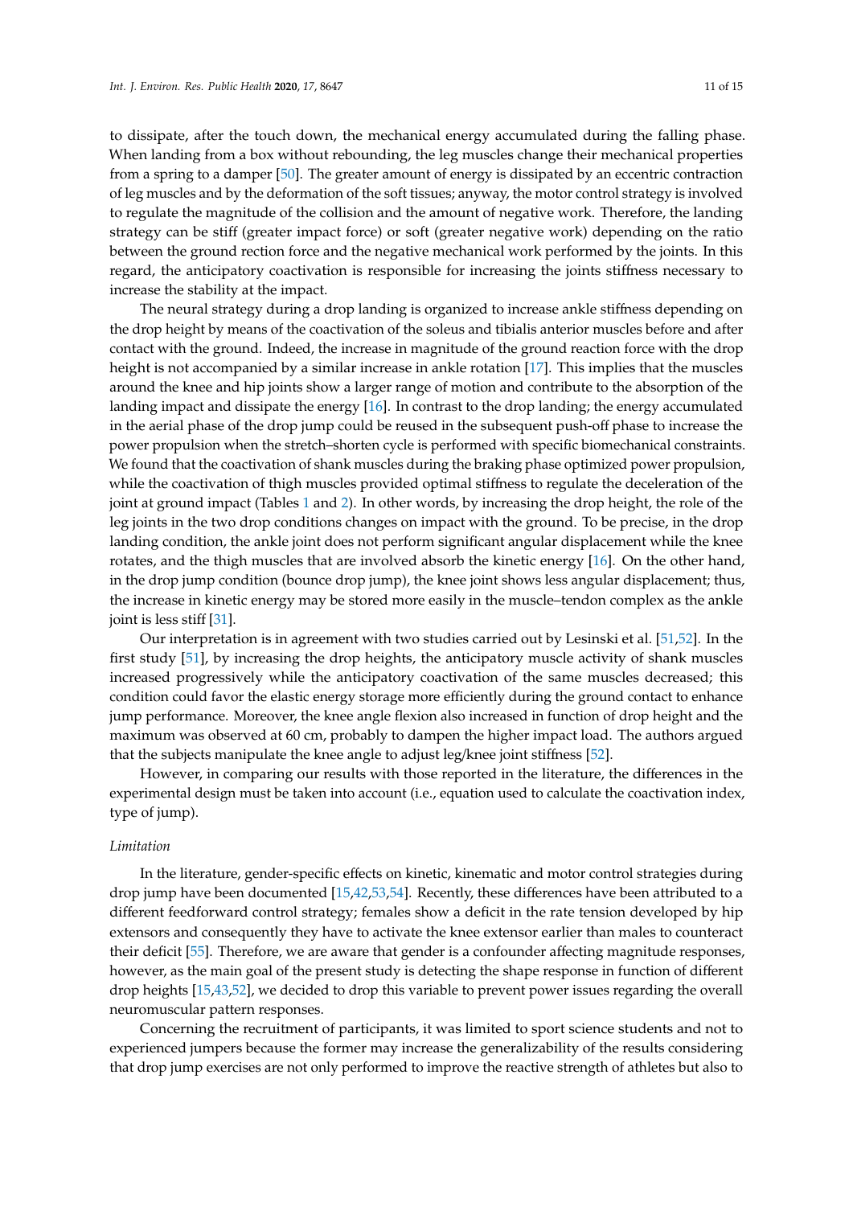to dissipate, after the touch down, the mechanical energy accumulated during the falling phase. When landing from a box without rebounding, the leg muscles change their mechanical properties from a spring to a damper [50]. The greater amount of energy is dissipated by an eccentric contraction of leg muscles and by the deformation of the soft tissues; anyway, the motor control strategy is involved to regulate the magnitude of the collision and the amount of negative work. Therefore, the landing strategy can be stiff (greater impact force) or soft (greater negative work) depending on the ratio between the ground rection force and the negative mechanical work performed by the joints. In this regard, the anticipatory coactivation is responsible for increasing the joints stiffness necessary to increase the stability at the impact.

The neural strategy during a drop landing is organized to increase ankle stiffness depending on the drop height by means of the coactivation of the soleus and tibialis anterior muscles before and after contact with the ground. Indeed, the increase in magnitude of the ground reaction force with the drop height is not accompanied by a similar increase in ankle rotation [17]. This implies that the muscles around the knee and hip joints show a larger range of motion and contribute to the absorption of the landing impact and dissipate the energy [16]. In contrast to the drop landing; the energy accumulated in the aerial phase of the drop jump could be reused in the subsequent push-off phase to increase the power propulsion when the stretch–shorten cycle is performed with specific biomechanical constraints. We found that the coactivation of shank muscles during the braking phase optimized power propulsion, while the coactivation of thigh muscles provided optimal stiffness to regulate the deceleration of the joint at ground impact (Tables 1 and 2). In other words, by increasing the drop height, the role of the leg joints in the two drop conditions changes on impact with the ground. To be precise, in the drop landing condition, the ankle joint does not perform significant angular displacement while the knee rotates, and the thigh muscles that are involved absorb the kinetic energy [16]. On the other hand, in the drop jump condition (bounce drop jump), the knee joint shows less angular displacement; thus, the increase in kinetic energy may be stored more easily in the muscle–tendon complex as the ankle joint is less stiff [31].

Our interpretation is in agreement with two studies carried out by Lesinski et al. [51,52]. In the first study [51], by increasing the drop heights, the anticipatory muscle activity of shank muscles increased progressively while the anticipatory coactivation of the same muscles decreased; this condition could favor the elastic energy storage more efficiently during the ground contact to enhance jump performance. Moreover, the knee angle flexion also increased in function of drop height and the maximum was observed at 60 cm, probably to dampen the higher impact load. The authors argued that the subjects manipulate the knee angle to adjust leg/knee joint stiffness [52].

However, in comparing our results with those reported in the literature, the differences in the experimental design must be taken into account (i.e., equation used to calculate the coactivation index, type of jump).

*Limitation*

In the literature, gender-specific effects on kinetic, kinematic and motor control strategies during drop jump have been documented [15,42,53,54]. Recently, these differences have been attributed to a different feedforward control strategy; females show a deficit in the rate tension developed by hip extensors and consequently they have to activate the knee extensor earlier than males to counteract their deficit [55]. Therefore, we are aware that gender is a confounder affecting magnitude responses, however, as the main goal of the present study is detecting the shape response in function of different drop heights [15,43,52], we decided to drop this variable to prevent power issues regarding the overall neuromuscular pattern responses.

Concerning the recruitment of participants, it was limited to sport science students and not to experienced jumpers because the former may increase the generalizability of the results considering that drop jump exercises are not only performed to improve the reactive strength of athletes but also to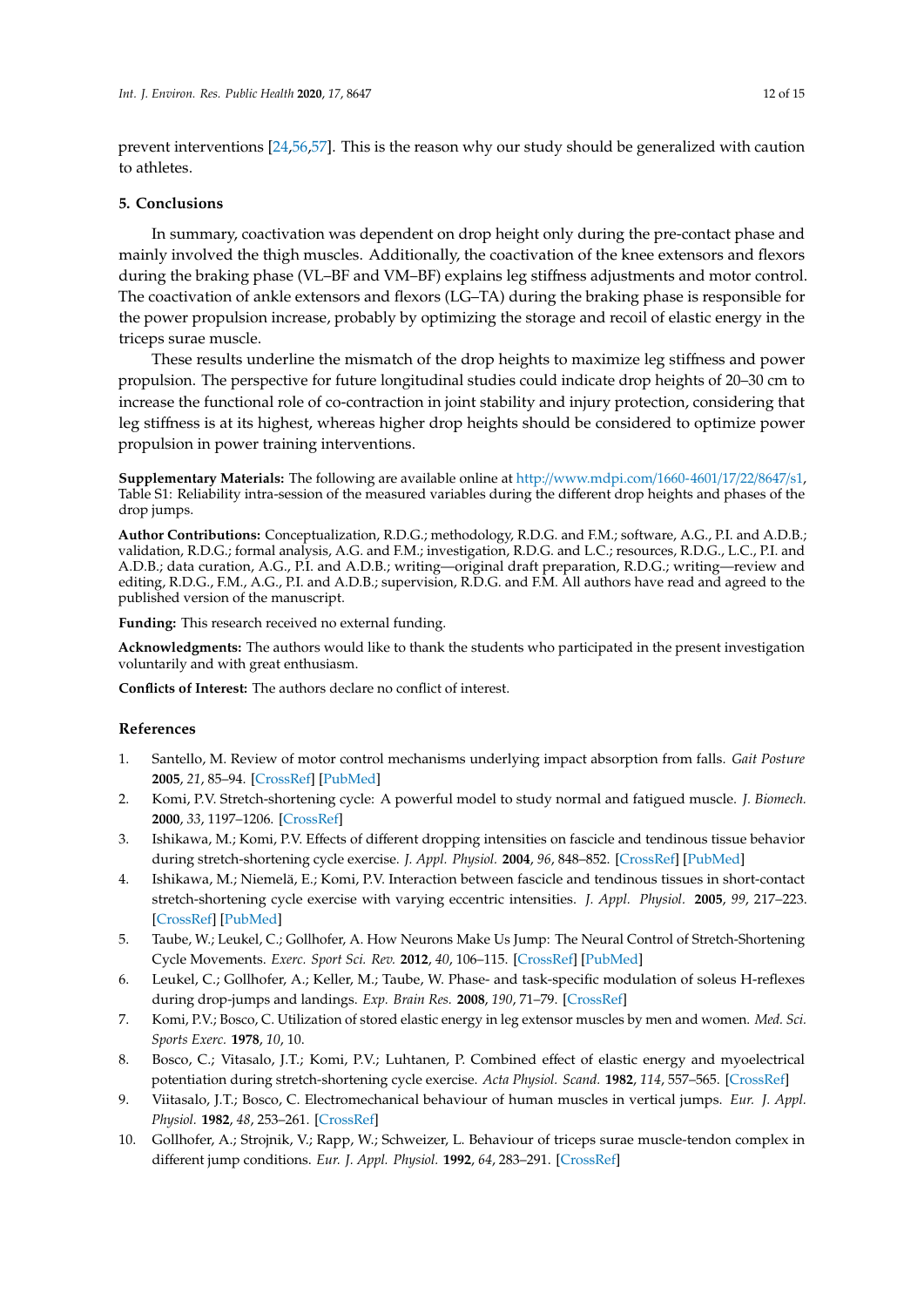prevent interventions [24,56,57]. This is the reason why our study should be generalized with caution to athletes.

## 5. Conclusions

In summary, coactivation was dependent on drop height only during the pre-contact phase and mainly involved the thigh muscles. Additionally, the coactivation of the knee extensors and flexors during the braking phase (VL–BF and VM–BF) explains leg stiffness adjustments and motor control. The coactivation of ankle extensors and flexors (LG–TA) during the braking phase is responsible for the power propulsion increase, probably by optimizing the storage and recoil of elastic energy in the triceps surae muscle.

These results underline the mismatch of the drop heights to maximize leg stiffness and power propulsion. The perspective for future longitudinal studies could indicate drop heights of 20–30 cm to increase the functional role of co-contraction in joint stability and injury protection, considering that leg stiffness is at its highest, whereas higher drop heights should be considered to optimize power propulsion in power training interventions.

**Supplementary Materials:** The following are available online at http://www.mdpi.com/1660-4601/17/22/8647/s1, Table S1: Reliability intra-session of the measured variables during the different drop heights and phases of the drop jumps.

**Author Contributions:** Conceptualization, R.D.G.; methodology, R.D.G. and F.M.; software, A.G., P.I. and A.D.B.; validation, R.D.G.; formal analysis, A.G. and F.M.; investigation, R.D.G. and L.C.; resources, R.D.G., L.C., P.I. and A.D.B.; data curation, A.G., P.I. and A.D.B.; writing—original draft preparation, R.D.G.; writing—review and editing, R.D.G., F.M., A.G., P.I. and A.D.B.; supervision, R.D.G. and F.M. All authors have read and agreed to the published version of the manuscript.

**Funding:** This research received no external funding.

**Acknowledgments:** The authors would like to thank the students who participated in the present investigation voluntarily and with great enthusiasm.

**Conflicts of Interest:** The authors declare no conflict of interest.

## References

1. Santello, M. Review of motor control mechanisms underlying impact absorption from falls. *Gait Posture* **2005**, *21*, 85–94. [CrossRef] [PubMed]
2. Komi, P.V. Stretch-shortening cycle: A powerful model to study normal and fatigued muscle. *J. Biomech.* **2000**, *33*, 1197–1206. [CrossRef]
3. Ishikawa, M.; Komi, P.V. Effects of different dropping intensities on fascicle and tendinous tissue behavior during stretch-shortening cycle exercise. *J. Appl. Physiol.* **2004**, *96*, 848–852. [CrossRef] [PubMed]
4. Ishikawa, M.; Niemelä, E.; Komi, P.V. Interaction between fascicle and tendinous tissues in short-contact stretch-shortening cycle exercise with varying eccentric intensities. *J. Appl. Physiol.* **2005**, *99*, 217–223. [CrossRef] [PubMed]
5. Taube, W.; Leukel, C.; Gollhofer, A. How Neurons Make Us Jump: The Neural Control of Stretch-Shortening Cycle Movements. *Exerc. Sport Sci. Rev.* **2012**, *40*, 106–115. [CrossRef] [PubMed]
6. Leukel, C.; Gollhofer, A.; Keller, M.; Taube, W. Phase- and task-specific modulation of soleus H-reflexes during drop-jumps and landings. *Exp. Brain Res.* **2008**, *190*, 71–79. [CrossRef]
7. Komi, P.V.; Bosco, C. Utilization of stored elastic energy in leg extensor muscles by men and women. *Med. Sci. Sports Exerc.* **1978**, *10*, 10.
8. Bosco, C.; Vitasalo, J.T.; Komi, P.V.; Luhtanen, P. Combined effect of elastic energy and myoelectrical potentiation during stretch-shortening cycle exercise. *Acta Physiol. Scand.* **1982**, *114*, 557–565. [CrossRef]
9. Viitasalo, J.T.; Bosco, C. Electromechanical behaviour of human muscles in vertical jumps. *Eur. J. Appl. Physiol.* **1982**, *48*, 253–261. [CrossRef]
10. Gollhofer, A.; Strojnik, V.; Rapp, W.; Schweizer, L. Behaviour of triceps surae muscle-tendon complex in different jump conditions. *Eur. J. Appl. Physiol.* **1992**, *64*, 283–291. [CrossRef]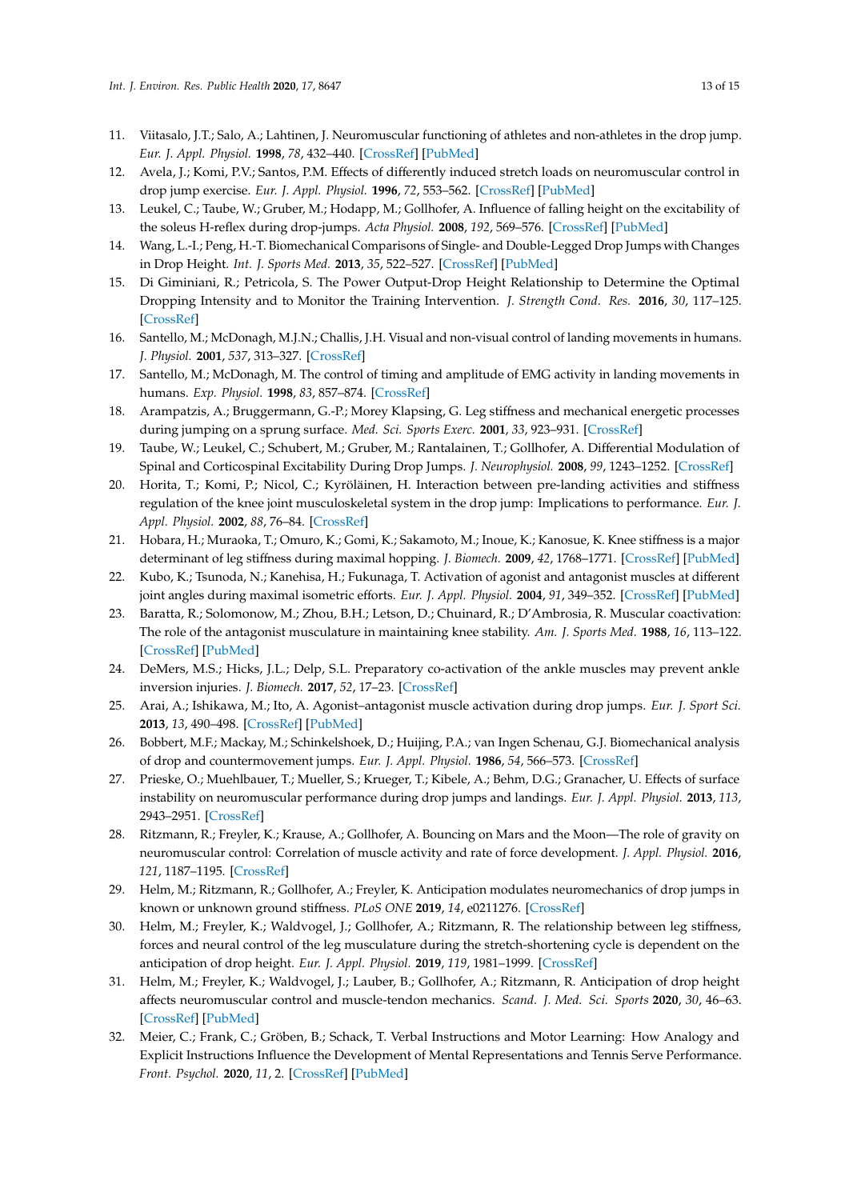11. Viitasalo, J.T.; Salo, A.; Lahtinen, J. Neuromuscular functioning of athletes and non-athletes in the drop jump. *Eur. J. Appl. Physiol.* **1998**, *78*, 432–440. [CrossRef] [PubMed]
12. Avela, J.; Komi, P.V.; Santos, P.M. Effects of differently induced stretch loads on neuromuscular control in drop jump exercise. *Eur. J. Appl. Physiol.* **1996**, *72*, 553–562. [CrossRef] [PubMed]
13. Leukel, C.; Taube, W.; Gruber, M.; Hodapp, M.; Gollhofer, A. Influence of falling height on the excitability of the soleus H-reflex during drop-jumps. *Acta Physiol.* **2008**, *192*, 569–576. [CrossRef] [PubMed]
14. Wang, L.-I.; Peng, H.-T. Biomechanical Comparisons of Single- and Double-Legged Drop Jumps with Changes in Drop Height. *Int. J. Sports Med.* **2013**, *35*, 522–527. [CrossRef] [PubMed]
15. Di Giminiani, R.; Petricola, S. The Power Output-Drop Height Relationship to Determine the Optimal Dropping Intensity and to Monitor the Training Intervention. *J. Strength Cond. Res.* **2016**, *30*, 117–125. [CrossRef]
16. Santello, M.; McDonagh, M.J.N.; Challis, J.H. Visual and non-visual control of landing movements in humans. *J. Physiol.* **2001**, *537*, 313–327. [CrossRef]
17. Santello, M.; McDonagh, M. The control of timing and amplitude of EMG activity in landing movements in humans. *Exp. Physiol.* **1998**, *83*, 857–874. [CrossRef]
18. Arampatzis, A.; Bruggermann, G.-P.; Morey Klapsing, G. Leg stiffness and mechanical energetic processes during jumping on a sprung surface. *Med. Sci. Sports Exerc.* **2001**, *33*, 923–931. [CrossRef]
19. Taube, W.; Leukel, C.; Schubert, M.; Gruber, M.; Rantalainen, T.; Gollhofer, A. Differential Modulation of Spinal and Corticospinal Excitability During Drop Jumps. *J. Neurophysiol.* **2008**, *99*, 1243–1252. [CrossRef]
20. Horita, T.; Komi, P.; Nicol, C.; Kyröläinen, H. Interaction between pre-landing activities and stiffness regulation of the knee joint musculoskeletal system in the drop jump: Implications to performance. *Eur. J. Appl. Physiol.* **2002**, *88*, 76–84. [CrossRef]
21. Hobara, H.; Muraoka, T.; Omuro, K.; Gomi, K.; Sakamoto, M.; Inoue, K.; Kanosue, K. Knee stiffness is a major determinant of leg stiffness during maximal hopping. *J. Biomech.* **2009**, *42*, 1768–1771. [CrossRef] [PubMed]
22. Kubo, K.; Tsunoda, N.; Kanehisa, H.; Fukunaga, T. Activation of agonist and antagonist muscles at different joint angles during maximal isometric efforts. *Eur. J. Appl. Physiol.* **2004**, *91*, 349–352. [CrossRef] [PubMed]
23. Baratta, R.; Solomonow, M.; Zhou, B.H.; Letson, D.; Chuinard, R.; D'Ambrosia, R. Muscular coactivation: The role of the antagonist musculature in maintaining knee stability. *Am. J. Sports Med.* **1988**, *16*, 113–122. [CrossRef] [PubMed]
24. DeMers, M.S.; Hicks, J.L.; Delp, S.L. Preparatory co-activation of the ankle muscles may prevent ankle inversion injuries. *J. Biomech.* **2017**, *52*, 17–23. [CrossRef]
25. Arai, A.; Ishikawa, M.; Ito, A. Agonist–antagonist muscle activation during drop jumps. *Eur. J. Sport Sci.* **2013**, *13*, 490–498. [CrossRef] [PubMed]
26. Bobbert, M.F.; Mackay, M.; Schinkelshoek, D.; Huijing, P.A.; van Ingen Schenau, G.J. Biomechanical analysis of drop and countermovement jumps. *Eur. J. Appl. Physiol.* **1986**, *54*, 566–573. [CrossRef]
27. Prieske, O.; Muehlbauer, T.; Mueller, S.; Krueger, T.; Kibele, A.; Behm, D.G.; Granacher, U. Effects of surface instability on neuromuscular performance during drop jumps and landings. *Eur. J. Appl. Physiol.* **2013**, *113*, 2943–2951. [CrossRef]
28. Ritzmann, R.; Freyler, K.; Krause, A.; Gollhofer, A. Bouncing on Mars and the Moon—The role of gravity on neuromuscular control: Correlation of muscle activity and rate of force development. *J. Appl. Physiol.* **2016**, *121*, 1187–1195. [CrossRef]
29. Helm, M.; Ritzmann, R.; Gollhofer, A.; Freyler, K. Anticipation modulates neuromechanics of drop jumps in known or unknown ground stiffness. *PLoS ONE* **2019**, *14*, e0211276. [CrossRef]
30. Helm, M.; Freyler, K.; Waldvogel, J.; Gollhofer, A.; Ritzmann, R. The relationship between leg stiffness, forces and neural control of the leg musculature during the stretch-shortening cycle is dependent on the anticipation of drop height. *Eur. J. Appl. Physiol.* **2019**, *119*, 1981–1999. [CrossRef]
31. Helm, M.; Freyler, K.; Waldvogel, J.; Lauber, B.; Gollhofer, A.; Ritzmann, R. Anticipation of drop height affects neuromuscular control and muscle-tendon mechanics. *Scand. J. Med. Sci. Sports* **2020**, *30*, 46–63. [CrossRef] [PubMed]
32. Meier, C.; Frank, C.; Gröben, B.; Schack, T. Verbal Instructions and Motor Learning: How Analogy and Explicit Instructions Influence the Development of Mental Representations and Tennis Serve Performance. *Front. Psychol.* **2020**, *11*, 2. [CrossRef] [PubMed]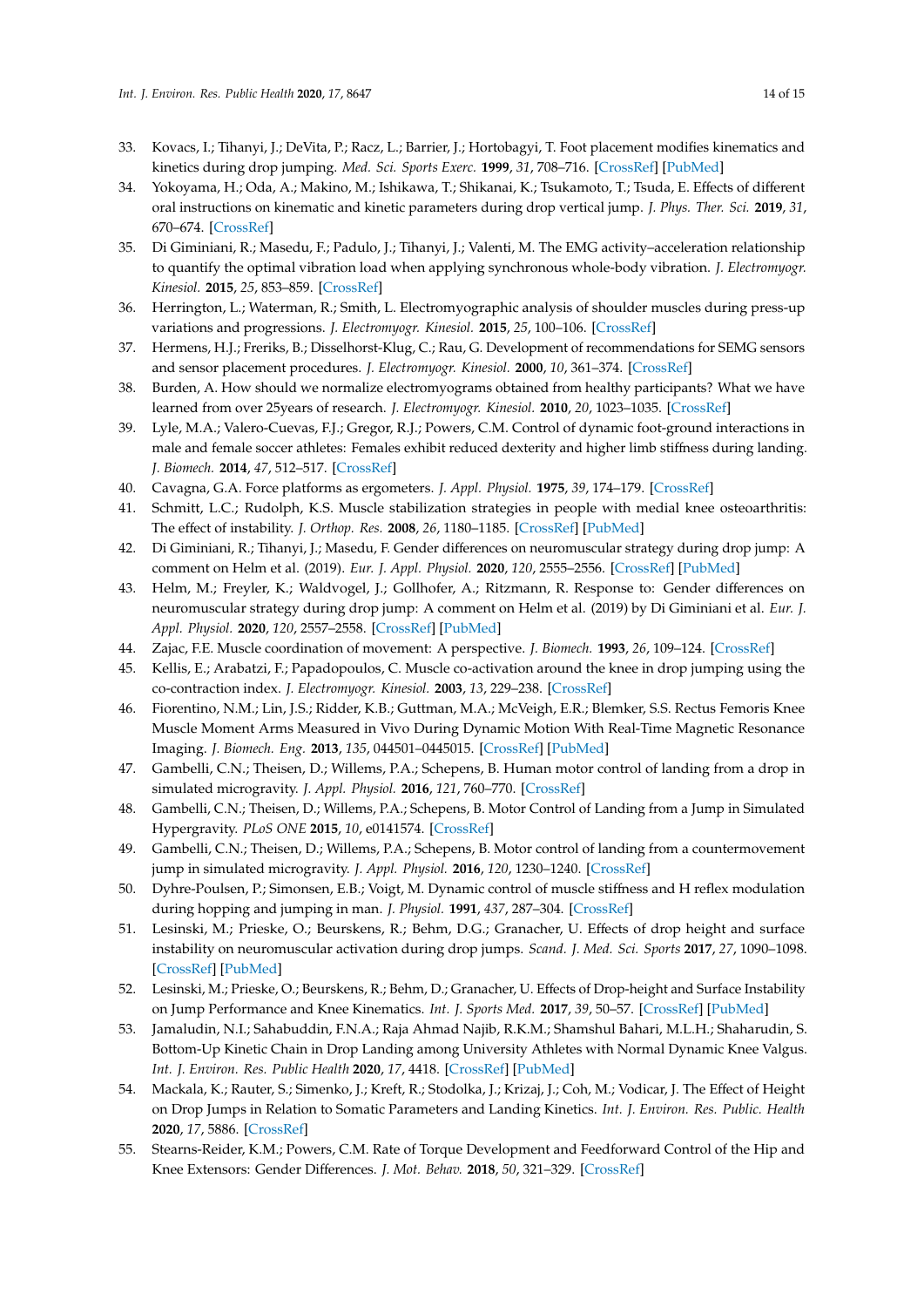33. Kovacs, I.; Tihanyi, J.; DeVita, P.; Racz, L.; Barrier, J.; Hortobagyi, T. Foot placement modifies kinematics and kinetics during drop jumping. *Med. Sci. Sports Exerc.* **1999**, *31*, 708–716. [CrossRef] [PubMed]
34. Yokoyama, H.; Oda, A.; Makino, M.; Ishikawa, T.; Shikanai, K.; Tsukamoto, T.; Tsuda, E. Effects of different oral instructions on kinematic and kinetic parameters during drop vertical jump. *J. Phys. Ther. Sci.* **2019**, *31*, 670–674. [CrossRef]
35. Di Giminiani, R.; Masedu, F.; Padulo, J.; Tihanyi, J.; Valenti, M. The EMG activity–acceleration relationship to quantify the optimal vibration load when applying synchronous whole-body vibration. *J. Electromyogr. Kinesiol.* **2015**, *25*, 853–859. [CrossRef]
36. Herrington, L.; Waterman, R.; Smith, L. Electromyographic analysis of shoulder muscles during press-up variations and progressions. *J. Electromyogr. Kinesiol.* **2015**, *25*, 100–106. [CrossRef]
37. Hermens, H.J.; Freriks, B.; Disselhorst-Klug, C.; Rau, G. Development of recommendations for SEMG sensors and sensor placement procedures. *J. Electromyogr. Kinesiol.* **2000**, *10*, 361–374. [CrossRef]
38. Burden, A. How should we normalize electromyograms obtained from healthy participants? What we have learned from over 25years of research. *J. Electromyogr. Kinesiol.* **2010**, *20*, 1023–1035. [CrossRef]
39. Lyle, M.A.; Valero-Cuevas, F.J.; Gregor, R.J.; Powers, C.M. Control of dynamic foot-ground interactions in male and female soccer athletes: Females exhibit reduced dexterity and higher limb stiffness during landing. *J. Biomech.* **2014**, *47*, 512–517. [CrossRef]
40. Cavagna, G.A. Force platforms as ergometers. *J. Appl. Physiol.* **1975**, *39*, 174–179. [CrossRef]
41. Schmitt, L.C.; Rudolph, K.S. Muscle stabilization strategies in people with medial knee osteoarthritis: The effect of instability. *J. Orthop. Res.* **2008**, *26*, 1180–1185. [CrossRef] [PubMed]
42. Di Giminiani, R.; Tihanyi, J.; Masedu, F. Gender differences on neuromuscular strategy during drop jump: A comment on Helm et al. (2019). *Eur. J. Appl. Physiol.* **2020**, *120*, 2555–2556. [CrossRef] [PubMed]
43. Helm, M.; Freyler, K.; Waldvogel, J.; Gollhofer, A.; Ritzmann, R. Response to: Gender differences on neuromuscular strategy during drop jump: A comment on Helm et al. (2019) by Di Giminiani et al. *Eur. J. Appl. Physiol.* **2020**, *120*, 2557–2558. [CrossRef] [PubMed]
44. Zajac, F.E. Muscle coordination of movement: A perspective. *J. Biomech.* **1993**, *26*, 109–124. [CrossRef]
45. Kellis, E.; Arabatzi, F.; Papadopoulos, C. Muscle co-activation around the knee in drop jumping using the co-contraction index. *J. Electromyogr. Kinesiol.* **2003**, *13*, 229–238. [CrossRef]
46. Fiorentino, N.M.; Lin, J.S.; Ridder, K.B.; Guttman, M.A.; McVeigh, E.R.; Blemker, S.S. Rectus Femoris Knee Muscle Moment Arms Measured in Vivo During Dynamic Motion With Real-Time Magnetic Resonance Imaging. *J. Biomech. Eng.* **2013**, *135*, 044501–0445015. [CrossRef] [PubMed]
47. Gambelli, C.N.; Theisen, D.; Willems, P.A.; Schepens, B. Human motor control of landing from a drop in simulated microgravity. *J. Appl. Physiol.* **2016**, *121*, 760–770. [CrossRef]
48. Gambelli, C.N.; Theisen, D.; Willems, P.A.; Schepens, B. Motor Control of Landing from a Jump in Simulated Hypergravity. *PLoS ONE* **2015**, *10*, e0141574. [CrossRef]
49. Gambelli, C.N.; Theisen, D.; Willems, P.A.; Schepens, B. Motor control of landing from a countermovement jump in simulated microgravity. *J. Appl. Physiol.* **2016**, *120*, 1230–1240. [CrossRef]
50. Dyhre-Poulsen, P.; Simonsen, E.B.; Voigt, M. Dynamic control of muscle stiffness and H reflex modulation during hopping and jumping in man. *J. Physiol.* **1991**, *437*, 287–304. [CrossRef]
51. Lesinski, M.; Prieske, O.; Beurskens, R.; Behm, D.G.; Granacher, U. Effects of drop height and surface instability on neuromuscular activation during drop jumps. *Scand. J. Med. Sci. Sports* **2017**, *27*, 1090–1098. [CrossRef] [PubMed]
52. Lesinski, M.; Prieske, O.; Beurskens, R.; Behm, D.; Granacher, U. Effects of Drop-height and Surface Instability on Jump Performance and Knee Kinematics. *Int. J. Sports Med.* **2017**, *39*, 50–57. [CrossRef] [PubMed]
53. Jamaludin, N.I.; Sahabuddin, F.N.A.; Raja Ahmad Najib, R.K.M.; Shamshul Bahari, M.L.H.; Shaharudin, S. Bottom-Up Kinetic Chain in Drop Landing among University Athletes with Normal Dynamic Knee Valgus. *Int. J. Environ. Res. Public Health* **2020**, *17*, 4418. [CrossRef] [PubMed]
54. Mackala, K.; Rauter, S.; Simenko, J.; Kreft, R.; Stodolka, J.; Krizaj, J.; Coh, M.; Vodicar, J. The Effect of Height on Drop Jumps in Relation to Somatic Parameters and Landing Kinetics. *Int. J. Environ. Res. Public. Health* **2020**, *17*, 5886. [CrossRef]
55. Stearns-Reider, K.M.; Powers, C.M. Rate of Torque Development and Feedforward Control of the Hip and Knee Extensors: Gender Differences. *J. Mot. Behav.* **2018**, *50*, 321–329. [CrossRef]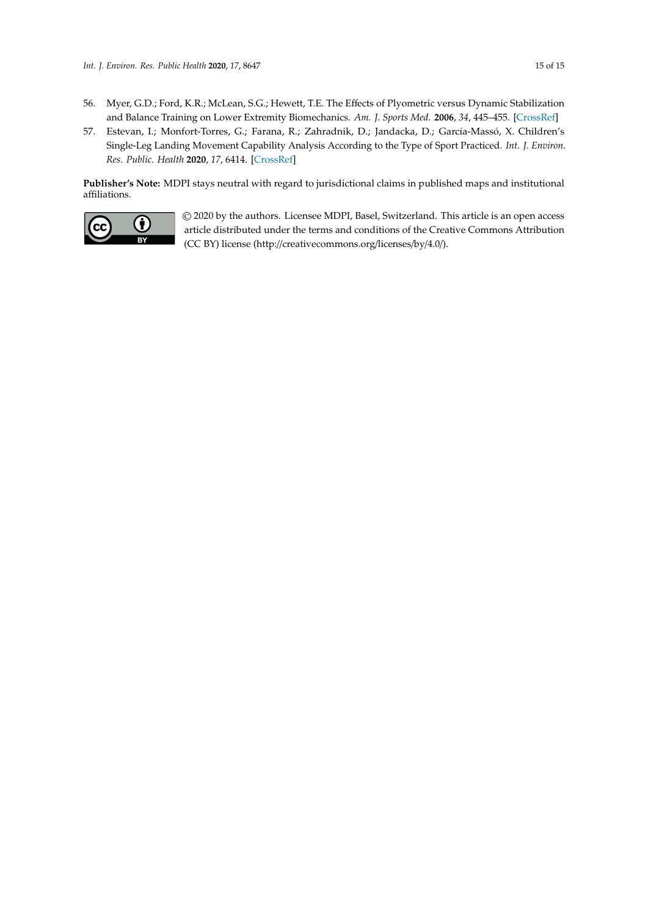56. Myer, G.D.; Ford, K.R.; McLean, S.G.; Hewett, T.E. The Effects of Plyometric versus Dynamic Stabilization and Balance Training on Lower Extremity Biomechanics. *Am. J. Sports Med.* **2006**, *34*, 445–455. [CrossRef]
57. Estevan, I.; Monfort-Torres, G.; Farana, R.; Zahradnik, D.; Jandacka, D.; García-Massó, X. Children's Single-Leg Landing Movement Capability Analysis According to the Type of Sport Practiced. *Int. J. Environ. Res. Public. Health* **2020**, *17*, 6414. [CrossRef]

**Publisher's Note:** MDPI stays neutral with regard to jurisdictional claims in published maps and institutional affiliations.

© 2020 by the authors. Licensee MDPI, Basel, Switzerland. This article is an open access article distributed under the terms and conditions of the Creative Commons Attribution (CC BY) license (http://creativecommons.org/licenses/by/4.0/).